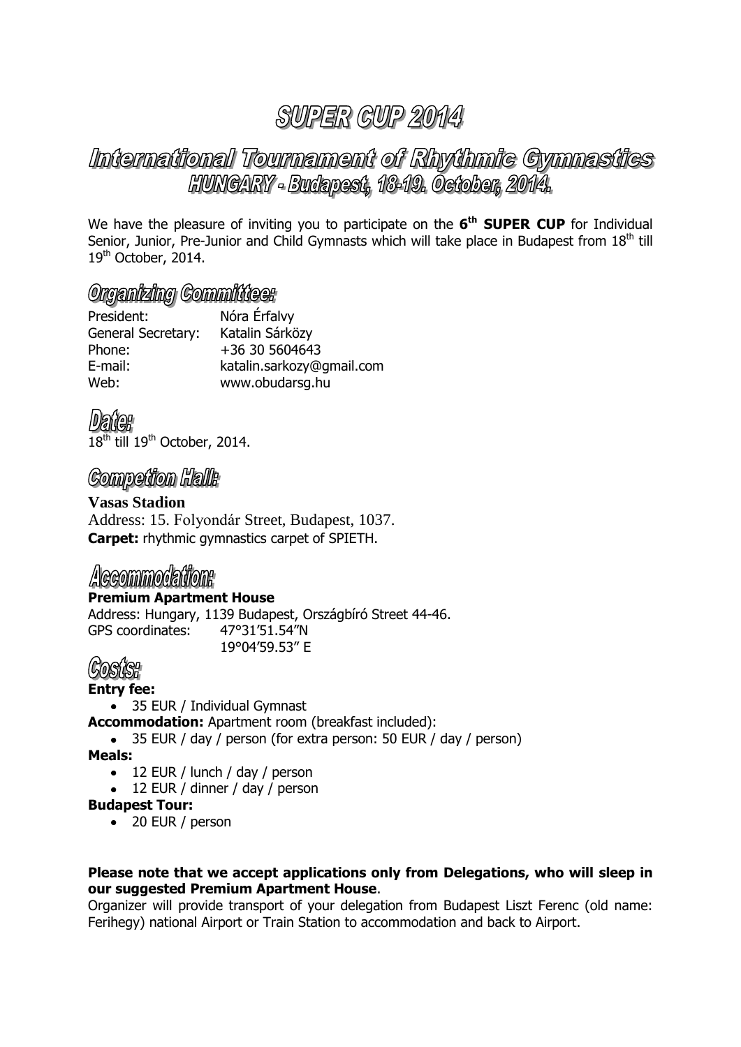# SUPER CUP 2014

## International Tournament of Rhythmic Gymnastics

## HUNGARY - Budapest, 18-19. October, 2014.

We have the pleasure of inviting you to participate on the **6th SUPER CUP** for Individual Senior, Junior, Pre-Junior and Child Gymnasts which will take place in Budapest from 18th till 19th October, 2014.

## Organizing Committee:

President: Nóra Érfalvy
General Secretary: Katalin Sárközy
Phone: +36 30 5604643
E-mail: katalin.sarkozy@gmail.com
Web: www.obudarsg.hu

## Date:

18th till 19th October, 2014.

## Competion Hall:

**Vasas Stadion**
Address: 15. Folyondár Street, Budapest, 1037.
**Carpet:** rhythmic gymnastics carpet of SPIETH.

## Accommodation:

**Premium Apartment House**
Address: Hungary, 1139 Budapest, Országbíró Street 44-46.
GPS coordinates: 47°31'51.54"N
19°04'59.53" E

## Costs:

**Entry fee:**

- 35 EUR / Individual Gymnast

**Accommodation:** Apartment room (breakfast included):

- 35 EUR / day / person (for extra person: 50 EUR / day / person)

**Meals:**

- 12 EUR / lunch / day / person
- 12 EUR / dinner / day / person

**Budapest Tour:**

- 20 EUR / person

**Please note that we accept applications only from Delegations, who will sleep in our suggested Premium Apartment House**.
Organizer will provide transport of your delegation from Budapest Liszt Ferenc (old name: Ferihegy) national Airport or Train Station to accommodation and back to Airport.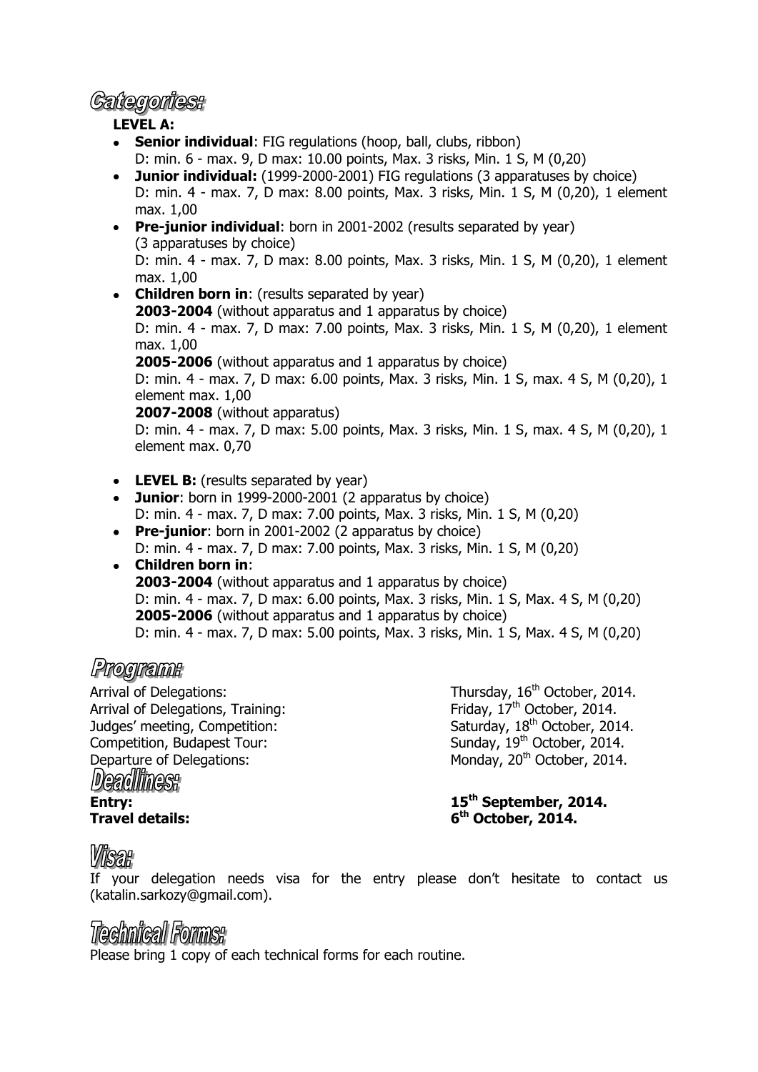## Categories:

**LEVEL A:**

- **Senior individual**: FIG regulations (hoop, ball, clubs, ribbon)
  D: min. 6 - max. 9, D max: 10.00 points, Max. 3 risks, Min. 1 S, M (0,20)
- **Junior individual:** (1999-2000-2001) FIG regulations (3 apparatuses by choice)
  D: min. 4 - max. 7, D max: 8.00 points, Max. 3 risks, Min. 1 S, M (0,20), 1 element max. 1,00
- **Pre-junior individual**: born in 2001-2002 (results separated by year)
  (3 apparatuses by choice)
  D: min. 4 - max. 7, D max: 8.00 points, Max. 3 risks, Min. 1 S, M (0,20), 1 element max. 1,00
- **Children born in**: (results separated by year)
  **2003-2004** (without apparatus and 1 apparatus by choice)
  D: min. 4 - max. 7, D max: 7.00 points, Max. 3 risks, Min. 1 S, M (0,20), 1 element max. 1,00
  **2005-2006** (without apparatus and 1 apparatus by choice)
  D: min. 4 - max. 7, D max: 6.00 points, Max. 3 risks, Min. 1 S, max. 4 S, M (0,20), 1 element max. 1,00
  **2007-2008** (without apparatus)
  D: min. 4 - max. 7, D max: 5.00 points, Max. 3 risks, Min. 1 S, max. 4 S, M (0,20), 1 element max. 0,70

- **LEVEL B:** (results separated by year)
- **Junior**: born in 1999-2000-2001 (2 apparatus by choice)
  D: min. 4 - max. 7, D max: 7.00 points, Max. 3 risks, Min. 1 S, M (0,20)
- **Pre-junior**: born in 2001-2002 (2 apparatus by choice)
  D: min. 4 - max. 7, D max: 7.00 points, Max. 3 risks, Min. 1 S, M (0,20)
- **Children born in**:
  **2003-2004** (without apparatus and 1 apparatus by choice)
  D: min. 4 - max. 7, D max: 6.00 points, Max. 3 risks, Min. 1 S, Max. 4 S, M (0,20)
  **2005-2006** (without apparatus and 1 apparatus by choice)
  D: min. 4 - max. 7, D max: 5.00 points, Max. 3 risks, Min. 1 S, Max. 4 S, M (0,20)

## Program:

| | |
|---|---|
| Arrival of Delegations: | Thursday, 16th October, 2014. |
| Arrival of Delegations, Training: | Friday, 17th October, 2014. |
| Judges' meeting, Competition: | Saturday, 18th October, 2014. |
| Competition, Budapest Tour: | Sunday, 19th October, 2014. |
| Departure of Delegations: | Monday, 20th October, 2014. |

## Deadlines:

| | |
|---|---|
| **Entry:** | **15th September, 2014.** |
| **Travel details:** | **6th October, 2014.** |

## Visa:

If your delegation needs visa for the entry please don't hesitate to contact us (katalin.sarkozy@gmail.com).

## Technical Forms:

Please bring 1 copy of each technical forms for each routine.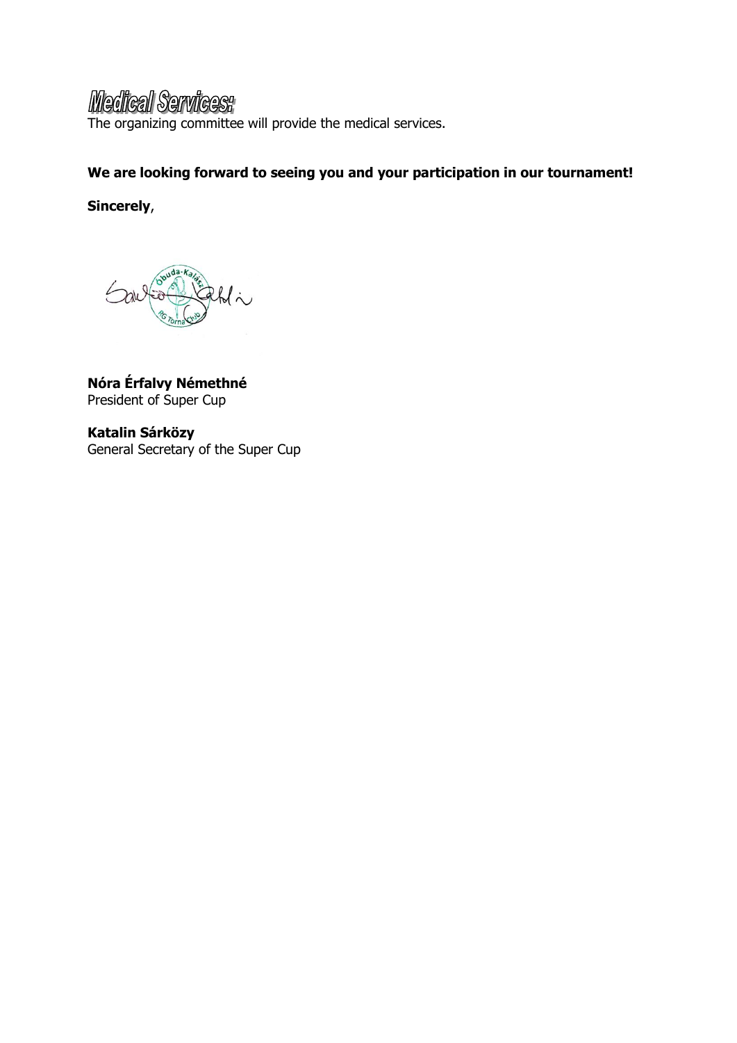## Medical Services:

The organizing committee will provide the medical services.

**We are looking forward to seeing you and your participation in our tournament!**

**Sincerely**,

**Nóra Érfalvy Némethné**
President of Super Cup

**Katalin Sárközy**
General Secretary of the Super Cup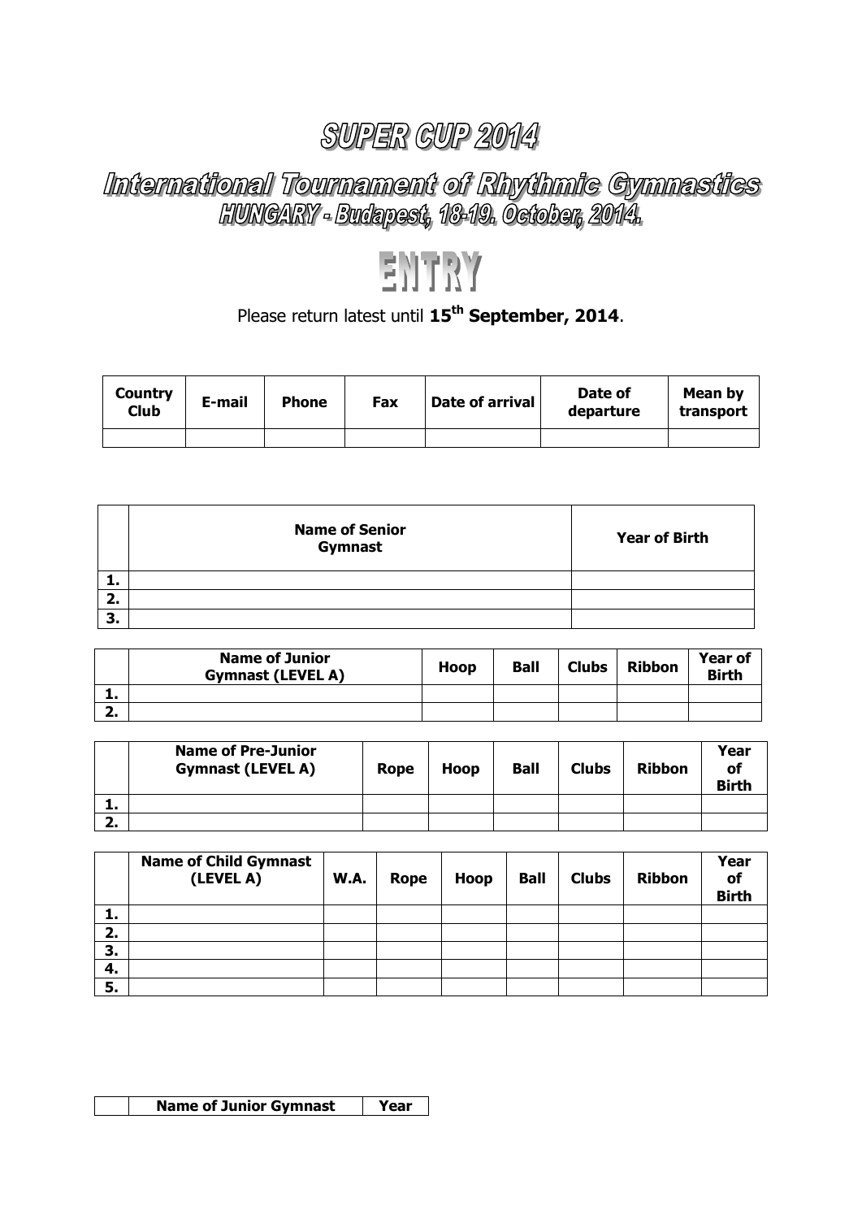# SUPER CUP 2014

## International Tournament of Rhythmic Gymnastics

### HUNGARY - Budapest, 18-19. October, 2014.

# ENTRY

Please return latest until **15th September, 2014**.

| Country Club | E-mail | Phone | Fax | Date of arrival | Date of departure | Mean by transport |
|---|---|---|---|---|---|---|
| | | | | | | |

| | Name of Senior Gymnast | Year of Birth |
|---|---|---|
| 1. | | |
| 2. | | |
| 3. | | |

| | Name of Junior Gymnast (LEVEL A) | Hoop | Ball | Clubs | Ribbon | Year of Birth |
|---|---|---|---|---|---|---|
| 1. | | | | | | |
| 2. | | | | | | |

| | Name of Pre-Junior Gymnast (LEVEL A) | Rope | Hoop | Ball | Clubs | Ribbon | Year of Birth |
|---|---|---|---|---|---|---|---|
| 1. | | | | | | | |
| 2. | | | | | | | |

| | Name of Child Gymnast (LEVEL A) | W.A. | Rope | Hoop | Ball | Clubs | Ribbon | Year of Birth |
|---|---|---|---|---|---|---|---|---|
| 1. | | | | | | | | |
| 2. | | | | | | | | |
| 3. | | | | | | | | |
| 4. | | | | | | | | |
| 5. | | | | | | | | |

| | Name of Junior Gymnast | Year |
|---|---|---|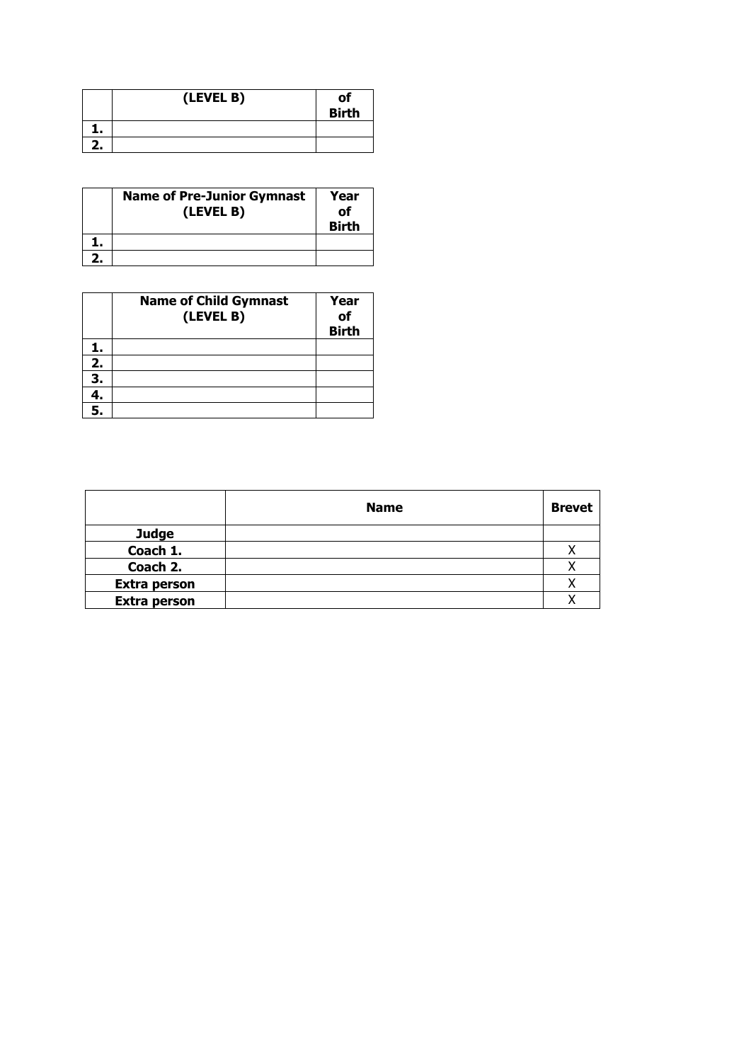| | (LEVEL B) | of Birth |
|---|---|---|
| 1. | | |
| 2. | | |

| | Name of Pre-Junior Gymnast (LEVEL B) | Year of Birth |
|---|---|---|
| 1. | | |
| 2. | | |

| | Name of Child Gymnast (LEVEL B) | Year of Birth |
|---|---|---|
| 1. | | |
| 2. | | |
| 3. | | |
| 4. | | |
| 5. | | |

| | Name | Brevet |
|---|---|---|
| Judge | | |
| Coach 1. | | X |
| Coach 2. | | X |
| Extra person | | X |
| Extra person | | X |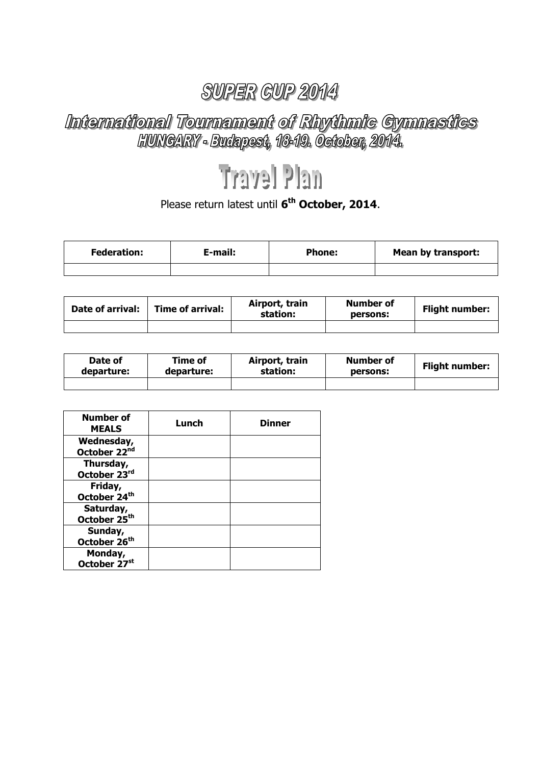# SUPER CUP 2014

## International Tournament of Rhythmic Gymnastics

### HUNGARY - Budapest, 18-19. October, 2014.

# Travel Plan

Please return latest until **6th October, 2014**.

| Federation: | E-mail: | Phone: | Mean by transport: |
|---|---|---|---|
| | | | |

| Date of arrival: | Time of arrival: | Airport, train station: | Number of persons: | Flight number: |
|---|---|---|---|---|
| | | | | |

| Date of departure: | Time of departure: | Airport, train station: | Number of persons: | Flight number: |
|---|---|---|---|---|
| | | | | |

| Number of MEALS | Lunch | Dinner |
|---|---|---|
| Wednesday, October 22nd | | |
| Thursday, October 23rd | | |
| Friday, October 24th | | |
| Saturday, October 25th | | |
| Sunday, October 26th | | |
| Monday, October 27st | | |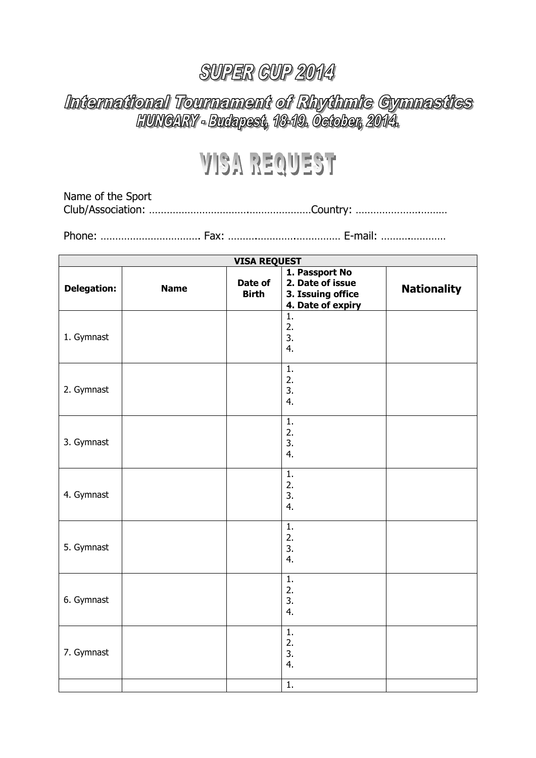# SUPER CUP 2014

## International Tournament of Rhythmic Gymnastics

### HUNGARY - Budapest, 18-19. October, 2014.

# VISA REQUEST

Name of the Sport Club/Association: ……………………………………………………Country: ……………………………

Phone: ……………………………. Fax: ………………………………… E-mail: ………………….

| VISA REQUEST | | | | |
|---|---|---|---|---|
| **Delegation:** | **Name** | **Date of Birth** | **1. Passport No**<br>**2. Date of issue**<br>**3. Issuing office**<br>**4. Date of expiry** | **Nationality** |
| 1. Gymnast | | | 1.<br>2.<br>3.<br>4. | |
| 2. Gymnast | | | 1.<br>2.<br>3.<br>4. | |
| 3. Gymnast | | | 1.<br>2.<br>3.<br>4. | |
| 4. Gymnast | | | 1.<br>2.<br>3.<br>4. | |
| 5. Gymnast | | | 1.<br>2.<br>3.<br>4. | |
| 6. Gymnast | | | 1.<br>2.<br>3.<br>4. | |
| 7. Gymnast | | | 1.<br>2.<br>3.<br>4. | |
| | | | 1. | |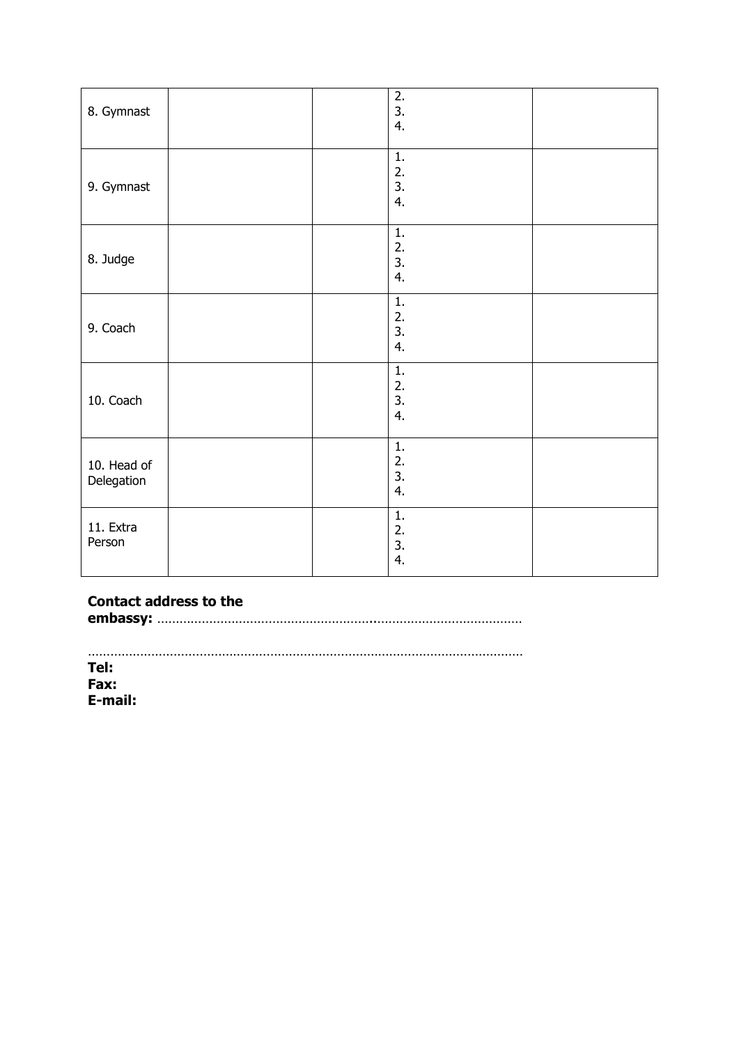| | | | | |
|---|---|---|---|---|
| 8. Gymnast | | | 2.<br>3.<br>4. | |
| 9. Gymnast | | | 1.<br>2.<br>3.<br>4. | |
| 8. Judge | | | 1.<br>2.<br>3.<br>4. | |
| 9. Coach | | | 1.<br>2.<br>3.<br>4. | |
| 10. Coach | | | 1.<br>2.<br>3.<br>4. | |
| 10. Head of Delegation | | | 1.<br>2.<br>3.<br>4. | |
| 11. Extra Person | | | 1.<br>2.<br>3.<br>4. | |

**Contact address to the embassy:** ……………………………………………………..…………………………………

……………………………………………………………………………………………………………

**Tel:**
**Fax:**
**E-mail:**